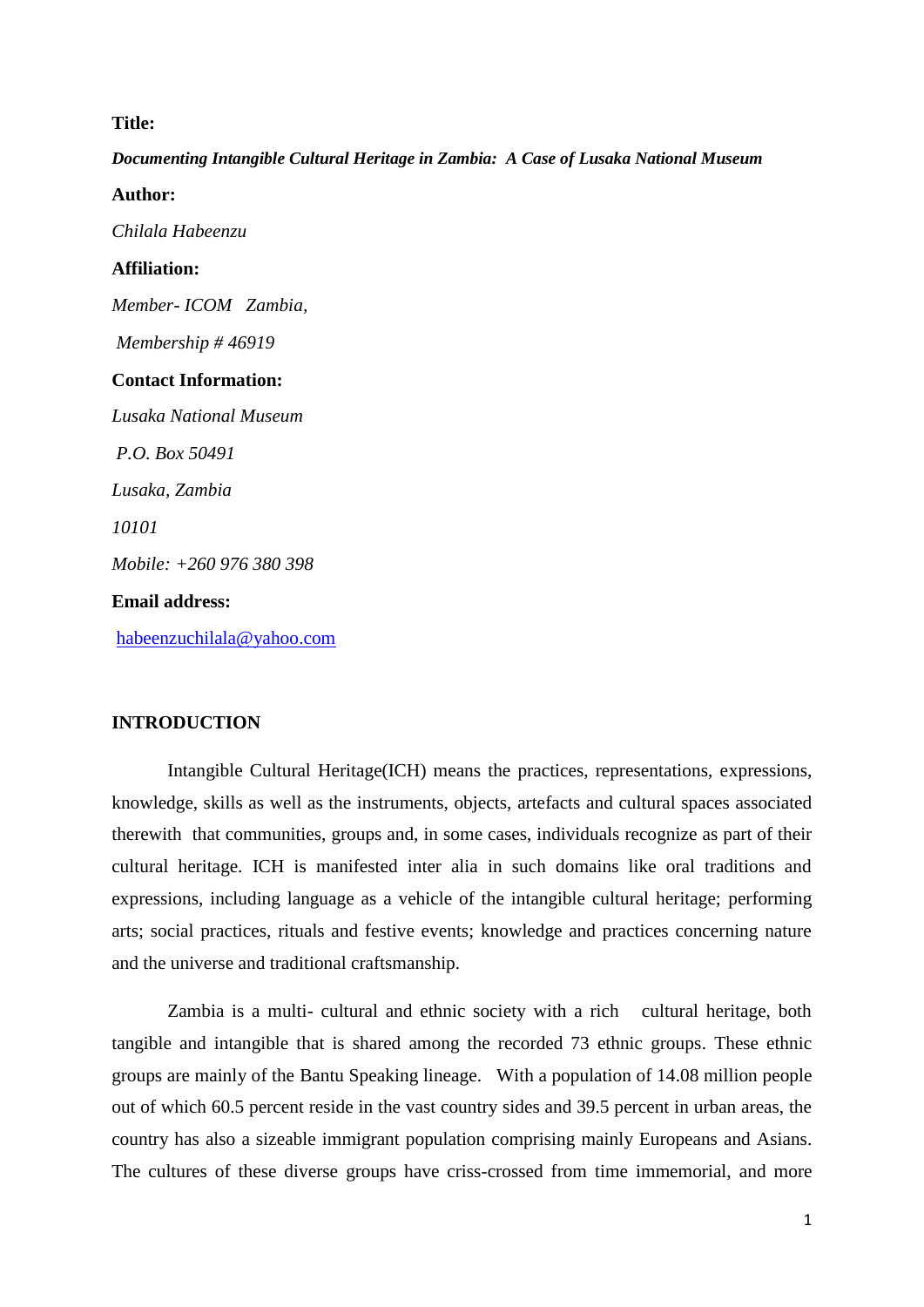**Title:**

***Documenting Intangible Cultural Heritage in Zambia: A Case of Lusaka National Museum***

**Author:**

*Chilala Habeenzu*

**Affiliation:**

*Member- ICOM Zambia,*

*Membership # 46919*

**Contact Information:**

*Lusaka National Museum*

*P.O. Box 50491*

*Lusaka, Zambia*

*10101*

*Mobile: +260 976 380 398*

**Email address:**

habeenzuchilala@yahoo.com

## INTRODUCTION

Intangible Cultural Heritage(ICH) means the practices, representations, expressions, knowledge, skills as well as the instruments, objects, artefacts and cultural spaces associated therewith that communities, groups and, in some cases, individuals recognize as part of their cultural heritage. ICH is manifested inter alia in such domains like oral traditions and expressions, including language as a vehicle of the intangible cultural heritage; performing arts; social practices, rituals and festive events; knowledge and practices concerning nature and the universe and traditional craftsmanship.

Zambia is a multi- cultural and ethnic society with a rich cultural heritage, both tangible and intangible that is shared among the recorded 73 ethnic groups. These ethnic groups are mainly of the Bantu Speaking lineage. With a population of 14.08 million people out of which 60.5 percent reside in the vast country sides and 39.5 percent in urban areas, the country has also a sizeable immigrant population comprising mainly Europeans and Asians. The cultures of these diverse groups have criss-crossed from time immemorial, and more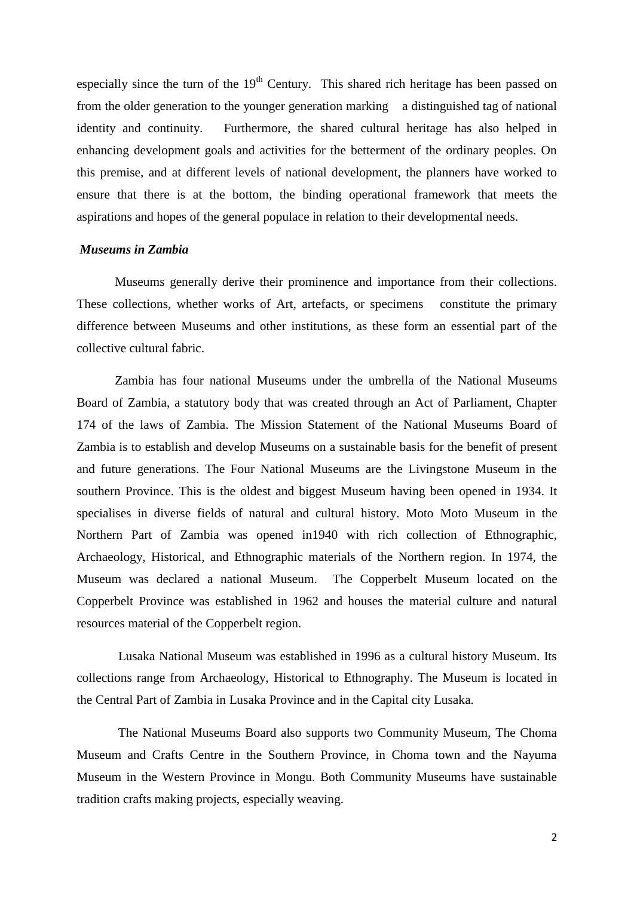especially since the turn of the 19th Century. This shared rich heritage has been passed on from the older generation to the younger generation marking a distinguished tag of national identity and continuity. Furthermore, the shared cultural heritage has also helped in enhancing development goals and activities for the betterment of the ordinary peoples. On this premise, and at different levels of national development, the planners have worked to ensure that there is at the bottom, the binding operational framework that meets the aspirations and hopes of the general populace in relation to their developmental needs.

### *Museums in Zambia*

Museums generally derive their prominence and importance from their collections. These collections, whether works of Art, artefacts, or specimens constitute the primary difference between Museums and other institutions, as these form an essential part of the collective cultural fabric.

Zambia has four national Museums under the umbrella of the National Museums Board of Zambia, a statutory body that was created through an Act of Parliament, Chapter 174 of the laws of Zambia. The Mission Statement of the National Museums Board of Zambia is to establish and develop Museums on a sustainable basis for the benefit of present and future generations. The Four National Museums are the Livingstone Museum in the southern Province. This is the oldest and biggest Museum having been opened in 1934. It specialises in diverse fields of natural and cultural history. Moto Moto Museum in the Northern Part of Zambia was opened in1940 with rich collection of Ethnographic, Archaeology, Historical, and Ethnographic materials of the Northern region. In 1974, the Museum was declared a national Museum. The Copperbelt Museum located on the Copperbelt Province was established in 1962 and houses the material culture and natural resources material of the Copperbelt region.

Lusaka National Museum was established in 1996 as a cultural history Museum. Its collections range from Archaeology, Historical to Ethnography. The Museum is located in the Central Part of Zambia in Lusaka Province and in the Capital city Lusaka.

The National Museums Board also supports two Community Museum, The Choma Museum and Crafts Centre in the Southern Province, in Choma town and the Nayuma Museum in the Western Province in Mongu. Both Community Museums have sustainable tradition crafts making projects, especially weaving.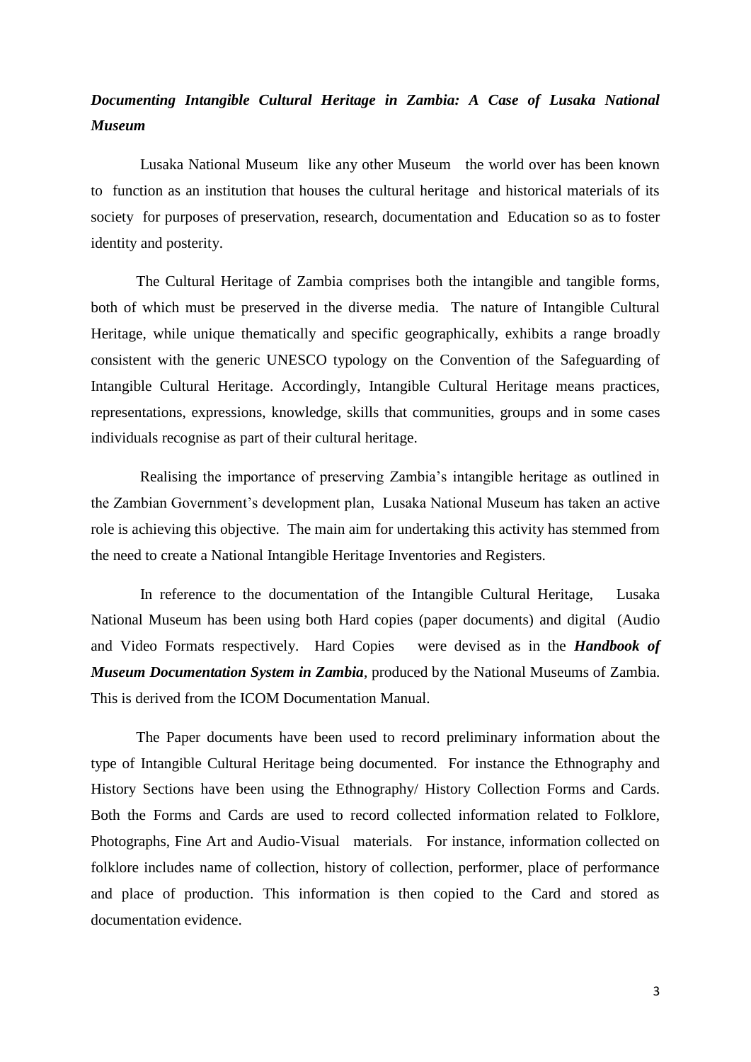***Documenting Intangible Cultural Heritage in Zambia: A Case of Lusaka National Museum***

Lusaka National Museum like any other Museum the world over has been known to function as an institution that houses the cultural heritage and historical materials of its society for purposes of preservation, research, documentation and Education so as to foster identity and posterity.

The Cultural Heritage of Zambia comprises both the intangible and tangible forms, both of which must be preserved in the diverse media. The nature of Intangible Cultural Heritage, while unique thematically and specific geographically, exhibits a range broadly consistent with the generic UNESCO typology on the Convention of the Safeguarding of Intangible Cultural Heritage. Accordingly, Intangible Cultural Heritage means practices, representations, expressions, knowledge, skills that communities, groups and in some cases individuals recognise as part of their cultural heritage.

Realising the importance of preserving Zambia's intangible heritage as outlined in the Zambian Government's development plan, Lusaka National Museum has taken an active role is achieving this objective. The main aim for undertaking this activity has stemmed from the need to create a National Intangible Heritage Inventories and Registers.

In reference to the documentation of the Intangible Cultural Heritage, Lusaka National Museum has been using both Hard copies (paper documents) and digital (Audio and Video Formats respectively. Hard Copies were devised as in the ***Handbook of Museum Documentation System in Zambia***, produced by the National Museums of Zambia. This is derived from the ICOM Documentation Manual.

The Paper documents have been used to record preliminary information about the type of Intangible Cultural Heritage being documented. For instance the Ethnography and History Sections have been using the Ethnography/ History Collection Forms and Cards. Both the Forms and Cards are used to record collected information related to Folklore, Photographs, Fine Art and Audio-Visual materials. For instance, information collected on folklore includes name of collection, history of collection, performer, place of performance and place of production. This information is then copied to the Card and stored as documentation evidence.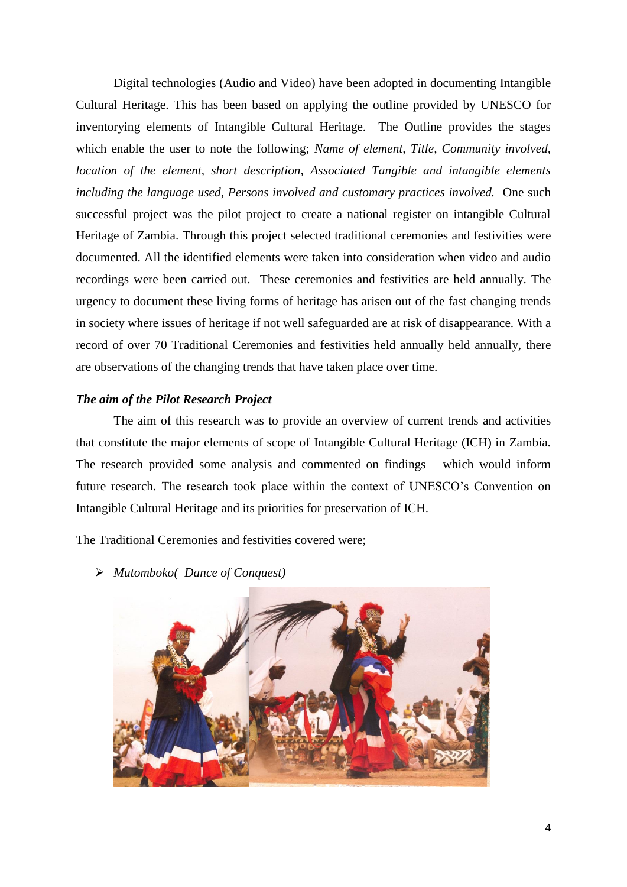Digital technologies (Audio and Video) have been adopted in documenting Intangible Cultural Heritage. This has been based on applying the outline provided by UNESCO for inventorying elements of Intangible Cultural Heritage. The Outline provides the stages which enable the user to note the following; *Name of element, Title, Community involved, location of the element, short description, Associated Tangible and intangible elements including the language used, Persons involved and customary practices involved.* One such successful project was the pilot project to create a national register on intangible Cultural Heritage of Zambia. Through this project selected traditional ceremonies and festivities were documented. All the identified elements were taken into consideration when video and audio recordings were been carried out. These ceremonies and festivities are held annually. The urgency to document these living forms of heritage has arisen out of the fast changing trends in society where issues of heritage if not well safeguarded are at risk of disappearance. With a record of over 70 Traditional Ceremonies and festivities held annually held annually, there are observations of the changing trends that have taken place over time.

***The aim of the Pilot Research Project***

The aim of this research was to provide an overview of current trends and activities that constitute the major elements of scope of Intangible Cultural Heritage (ICH) in Zambia. The research provided some analysis and commented on findings which would inform future research. The research took place within the context of UNESCO's Convention on Intangible Cultural Heritage and its priorities for preservation of ICH.

The Traditional Ceremonies and festivities covered were;

- *Mutomboko( Dance of Conquest)*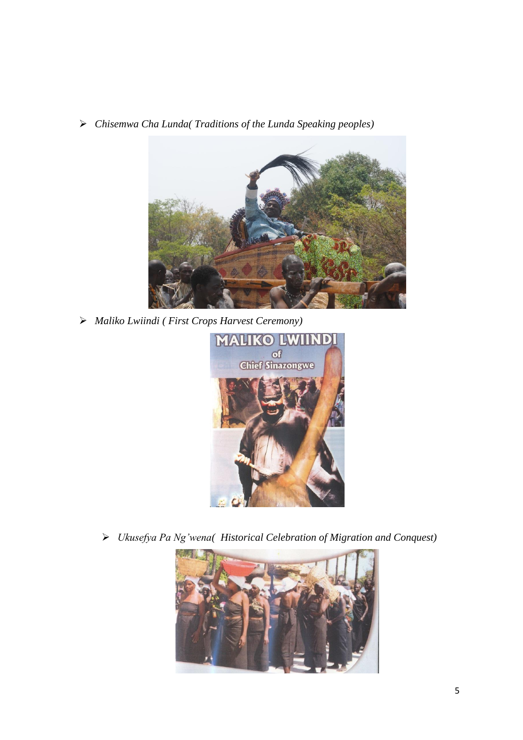- *Chisemwa Cha Lunda( Traditions of the Lunda Speaking peoples)*

- *Maliko Lwiindi ( First Crops Harvest Ceremony)*

- *Ukusefya Pa Ng'wena( Historical Celebration of Migration and Conquest)*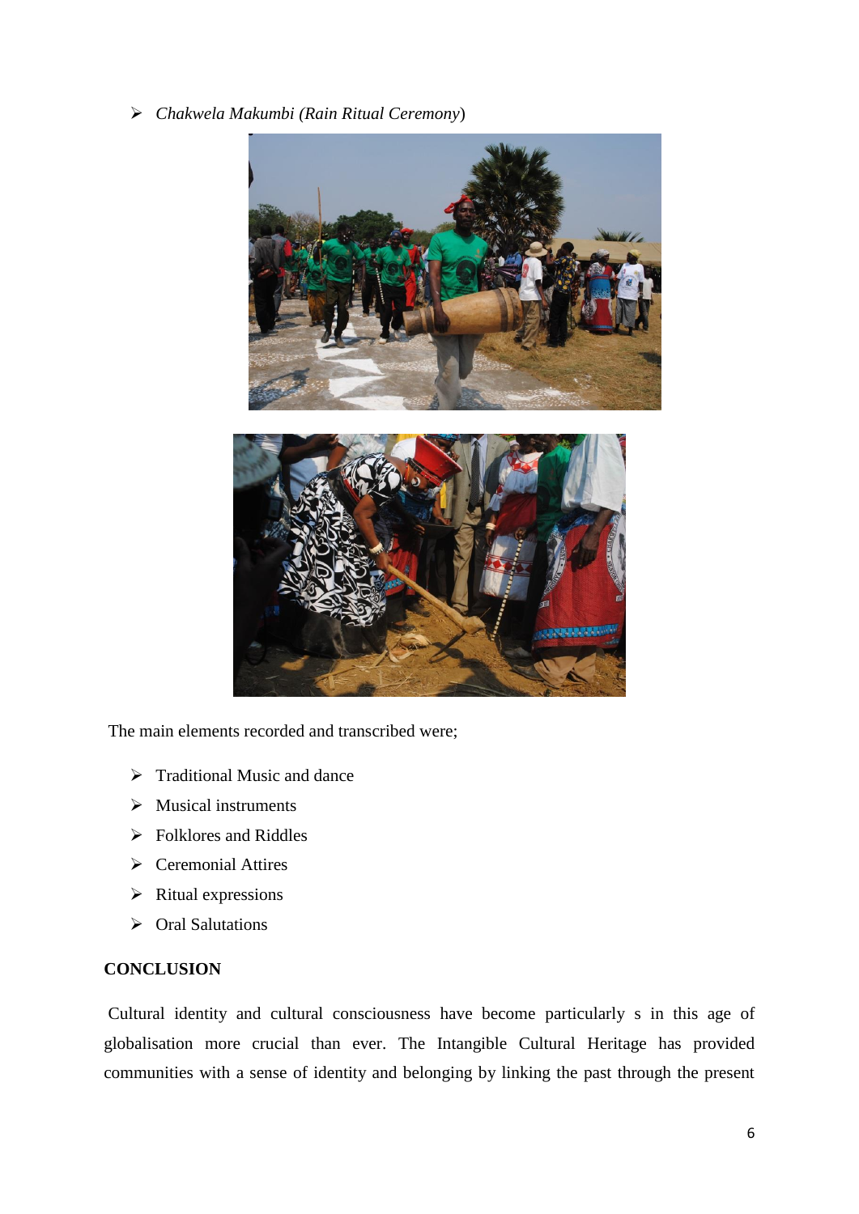- *Chakwela Makumbi (Rain Ritual Ceremony*)

The main elements recorded and transcribed were;

- Traditional Music and dance
- Musical instruments
- Folklores and Riddles
- Ceremonial Attires
- Ritual expressions
- Oral Salutations

**CONCLUSION**

Cultural identity and cultural consciousness have become particularly s in this age of globalisation more crucial than ever. The Intangible Cultural Heritage has provided communities with a sense of identity and belonging by linking the past through the present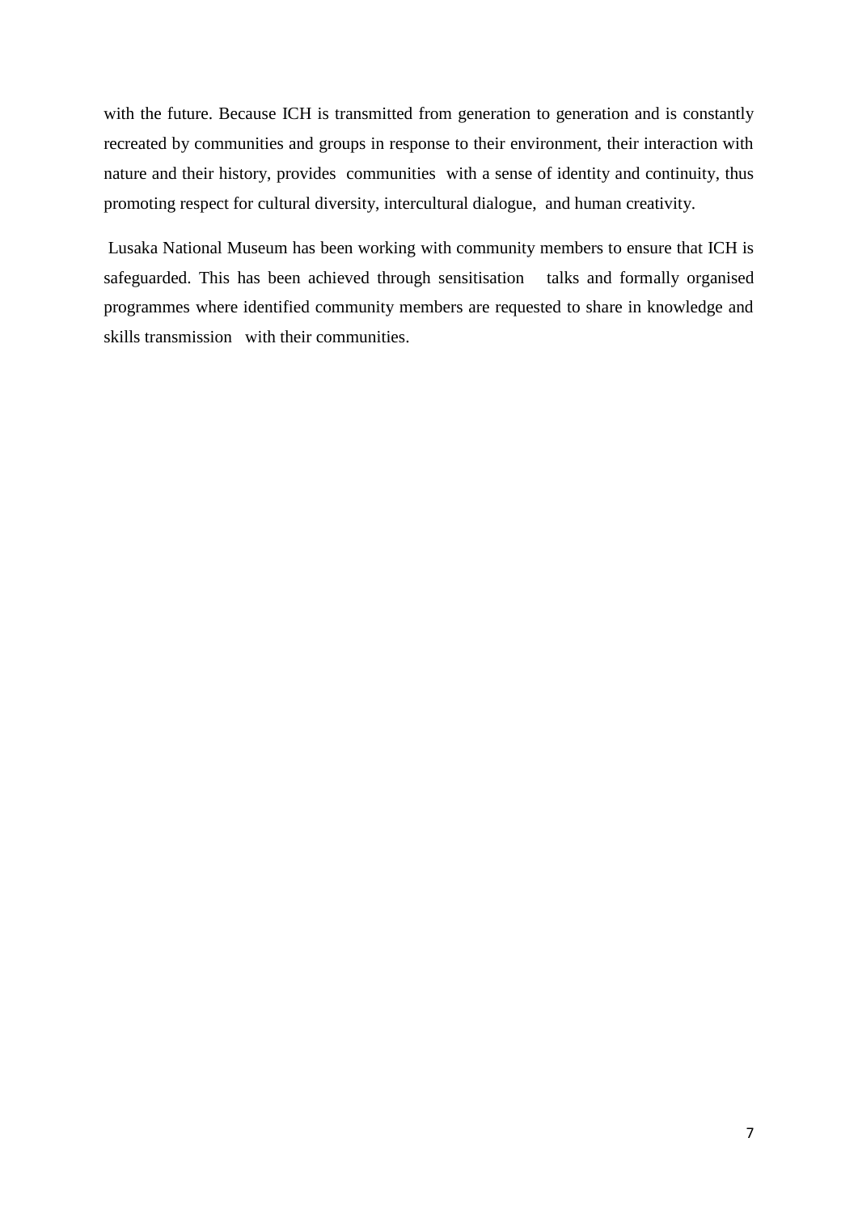with the future. Because ICH is transmitted from generation to generation and is constantly recreated by communities and groups in response to their environment, their interaction with nature and their history, provides communities with a sense of identity and continuity, thus promoting respect for cultural diversity, intercultural dialogue, and human creativity.

Lusaka National Museum has been working with community members to ensure that ICH is safeguarded. This has been achieved through sensitisation talks and formally organised programmes where identified community members are requested to share in knowledge and skills transmission with their communities.